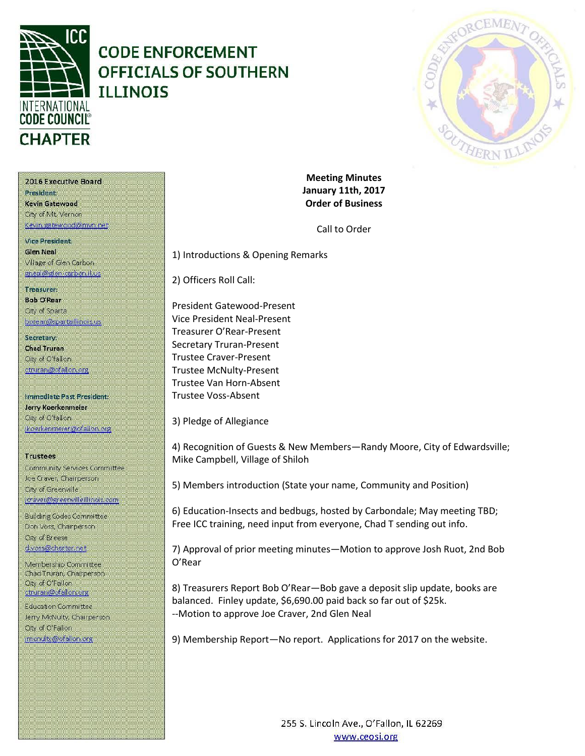# CODE ENFORCEMENT OFFICIALS OF SOUTHERN ILLINOIS

INTERNATIONAL CODE COUNCIL CHAPTER

**2016 Executive Board**

**President**
**Kevin Gatewood**
City of Mt. Vernon
kevin.gatewood@mvn.net

**Vice President**
**Glen Neal**
Village of Glen Carbon
gneal@glen-carbon.il.us

**Treasurer**
**Bob O'Rear**
City of Sparta
borear@spartaillinois.us

**Secretary**
**Chad Truran**
City of O'fallon
ctruran@ofallon.org

**Immediate Past President:**
**Jerry Koerkenmeier**
City of O'fallon
jkoerkenmeier@ofallon.org

**Trustees**

Community Services Committee
Joe Craver, Chairperson
City of Greenville
jcraver@greenvilleillinois.com

Building Codes Committee
Don Voss, Chairperson
City of Breese
d.voss@charter.net

Membership Committee
Chad Truran, Chairperson
City of O'Fallon
ctruran@ofallon.org

Education Committee
Jerry McNulty, Chairperson
City of O'Fallon
jmcnulty@ofallon.org

**Meeting Minutes**
**January 11th, 2017**
**Order of Business**

Call to Order

1) Introductions & Opening Remarks

2) Officers Roll Call:

President Gatewood-Present
Vice President Neal-Present
Treasurer O'Rear-Present
Secretary Truran-Present
Trustee Craver-Present
Trustee McNulty-Present
Trustee Van Horn-Absent
Trustee Voss-Absent

3) Pledge of Allegiance

4) Recognition of Guests & New Members—Randy Moore, City of Edwardsville; Mike Campbell, Village of Shiloh

5) Members introduction (State your name, Community and Position)

6) Education-Insects and bedbugs, hosted by Carbondale; May meeting TBD; Free ICC training, need input from everyone, Chad T sending out info.

7) Approval of prior meeting minutes—Motion to approve Josh Ruot, 2nd Bob O'Rear

8) Treasurers Report Bob O'Rear—Bob gave a deposit slip update, books are balanced. Finley update, $6,690.00 paid back so far out of $25k.
--Motion to approve Joe Craver, 2nd Glen Neal

9) Membership Report—No report. Applications for 2017 on the website.

255 S. Lincoln Ave., O'Fallon, IL 62269
www.ceosi.org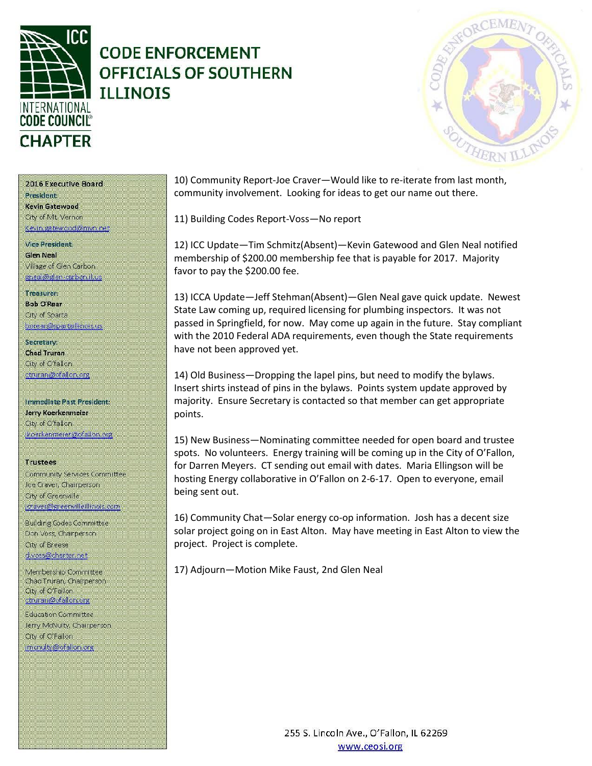# CODE ENFORCEMENT OFFICIALS OF SOUTHERN ILLINOIS

INTERNATIONAL CODE COUNCIL CHAPTER

**2016 Executive Board**

**President:**
**Kevin Gatewood**
City of Mt. Vernon
kevin.gatewood@mvn.net

**Vice President:**
**Glen Neal**
Village of Glen Carbon
gneal@glen-carbon.il.us

**Treasurer:**
**Bob O'Rear**
City of Sparta
borear@spartaillinois.us

**Secretary:**
**Chad Truran**
City of O'fallon
ctruran@ofallon.org

**Immediate Past President:**
**Jerry Koerkenmeier**
City of O'fallon
jkoerkenmeier@ofallon.org

**Trustees**

Community Services Committee
Joe Craver, Chairperson
City of Greenville
jcraver@greenvilleillinois.com

Building Codes Committee
Don Voss, Chairperson
City of Breese
d.voss@charter.net

Membership Committee
Chad Truran, Chairperson
City of O'Fallon
ctruran@ofallon.org

Education Committee
Jerry McNulty, Chairperson
City of O'Fallon
jmcnulty@ofallon.org

10) Community Report-Joe Craver—Would like to re-iterate from last month, community involvement. Looking for ideas to get our name out there.

11) Building Codes Report-Voss—No report

12) ICC Update—Tim Schmitz(Absent)—Kevin Gatewood and Glen Neal notified membership of $200.00 membership fee that is payable for 2017. Majority favor to pay the $200.00 fee.

13) ICCA Update—Jeff Stehman(Absent)—Glen Neal gave quick update. Newest State Law coming up, required licensing for plumbing inspectors. It was not passed in Springfield, for now. May come up again in the future. Stay compliant with the 2010 Federal ADA requirements, even though the State requirements have not been approved yet.

14) Old Business—Dropping the lapel pins, but need to modify the bylaws. Insert shirts instead of pins in the bylaws. Points system update approved by majority. Ensure Secretary is contacted so that member can get appropriate points.

15) New Business—Nominating committee needed for open board and trustee spots. No volunteers. Energy training will be coming up in the City of O'Fallon, for Darren Meyers. CT sending out email with dates. Maria Ellingson will be hosting Energy collaborative in O'Fallon on 2-6-17. Open to everyone, email being sent out.

16) Community Chat—Solar energy co-op information. Josh has a decent size solar project going on in East Alton. May have meeting in East Alton to view the project. Project is complete.

17) Adjourn—Motion Mike Faust, 2nd Glen Neal

255 S. Lincoln Ave., O'Fallon, IL 62269
www.ceosi.org